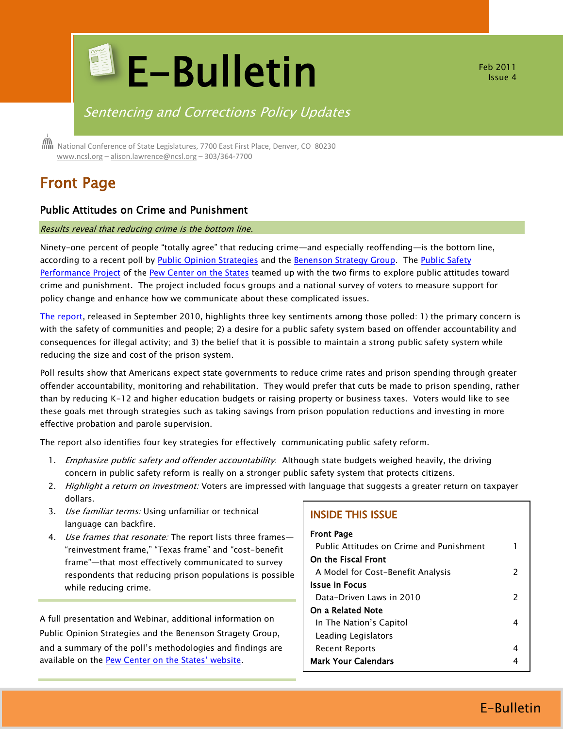# E-Bulletin

Feb 2011
Issue 4

*Sentencing and Corrections Policy Updates*

National Conference of State Legislatures, 7700 East First Place, Denver, CO 80230
www.ncsl.org – alison.lawrence@ncsl.org – 303/364-7700

## Front Page

### Public Attitudes on Crime and Punishment

*Results reveal that reducing crime is the bottom line.*

Ninety-one percent of people "totally agree" that reducing crime—and especially reoffending—is the bottom line, according to a recent poll by Public Opinion Strategies and the Benenson Strategy Group. The Public Safety Performance Project of the Pew Center on the States teamed up with the two firms to explore public attitudes toward crime and punishment. The project included focus groups and a national survey of voters to measure support for policy change and enhance how we communicate about these complicated issues.

The report, released in September 2010, highlights three key sentiments among those polled: 1) the primary concern is with the safety of communities and people; 2) a desire for a public safety system based on offender accountability and consequences for illegal activity; and 3) the belief that it is possible to maintain a strong public safety system while reducing the size and cost of the prison system.

Poll results show that Americans expect state governments to reduce crime rates and prison spending through greater offender accountability, monitoring and rehabilitation. They would prefer that cuts be made to prison spending, rather than by reducing K-12 and higher education budgets or raising property or business taxes. Voters would like to see these goals met through strategies such as taking savings from prison population reductions and investing in more effective probation and parole supervision.

The report also identifies four key strategies for effectively communicating public safety reform.

1. *Emphasize public safety and offender accountability*: Although state budgets weighed heavily, the driving concern in public safety reform is really on a stronger public safety system that protects citizens.
2. *Highlight a return on investment:* Voters are impressed with language that suggests a greater return on taxpayer dollars.
3. *Use familiar terms:* Using unfamiliar or technical language can backfire.
4. *Use frames that resonate:* The report lists three frames—"reinvestment frame," "Texas frame" and "cost-benefit frame"—that most effectively communicated to survey respondents that reducing prison populations is possible while reducing crime.

A full presentation and Webinar, additional information on Public Opinion Strategies and the Benenson Stragety Group, and a summary of the poll's methodologies and findings are available on the Pew Center on the States' website.

---

**INSIDE THIS ISSUE**

| | |
|---|---|
| **Front Page** | |
| Public Attitudes on Crime and Punishment | 1 |
| **On the Fiscal Front** | |
| A Model for Cost-Benefit Analysis | 2 |
| **Issue in Focus** | |
| Data-Driven Laws in 2010 | 2 |
| **On a Related Note** | |
| In The Nation's Capitol | 4 |
| Leading Legislators | |
| Recent Reports | 4 |
| **Mark Your Calendars** | 4 |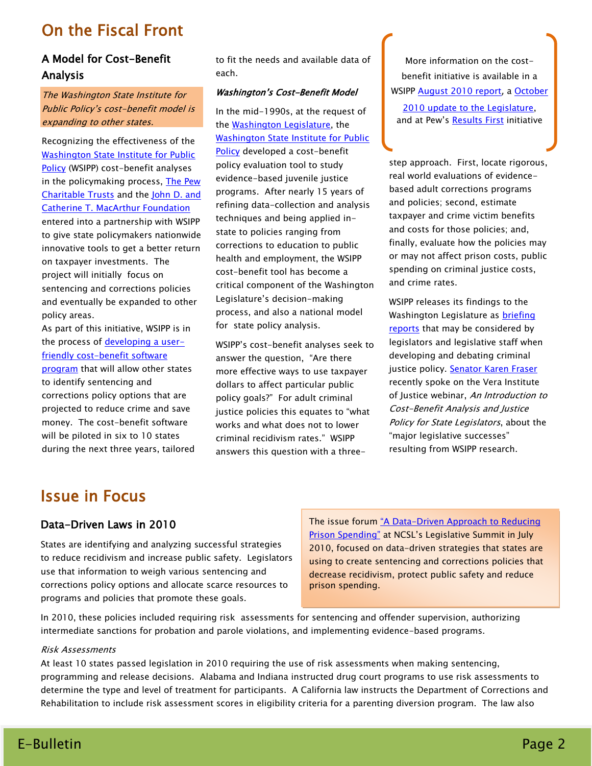# On the Fiscal Front

## A Model for Cost-Benefit Analysis

*The Washington State Institute for Public Policy's cost-benefit model is expanding to other states.*

Recognizing the effectiveness of the Washington State Institute for Public Policy (WSIPP) cost-benefit analyses in the policymaking process, The Pew Charitable Trusts and the John D. and Catherine T. MacArthur Foundation entered into a partnership with WSIPP to give state policymakers nationwide innovative tools to get a better return on taxpayer investments. The project will initially focus on sentencing and corrections policies and eventually be expanded to other policy areas.

As part of this initiative, WSIPP is in the process of developing a user-friendly cost-benefit software program that will allow other states to identify sentencing and corrections policy options that are projected to reduce crime and save money. The cost-benefit software will be piloted in six to 10 states during the next three years, tailored to fit the needs and available data of each.

### *Washington's Cost-Benefit Model*

In the mid-1990s, at the request of the Washington Legislature, the Washington State Institute for Public Policy developed a cost-benefit policy evaluation tool to study evidence-based juvenile justice programs. After nearly 15 years of refining data-collection and analysis techniques and being applied in-state to policies ranging from corrections to education to public health and employment, the WSIPP cost-benefit tool has become a critical component of the Washington Legislature's decision-making process, and also a national model for state policy analysis.

WSIPP's cost-benefit analyses seek to answer the question, "Are there more effective ways to use taxpayer dollars to affect particular public policy goals?" For adult criminal justice policies this equates to "what works and what does not to lower criminal recidivism rates." WSIPP answers this question with a three-step approach. First, locate rigorous, real world evaluations of evidence-based adult corrections programs and policies; second, estimate taxpayer and crime victim benefits and costs for those policies; and, finally, evaluate how the policies may or may not affect prison costs, public spending on criminal justice costs, and crime rates.

More information on the cost-benefit initiative is available in a WSIPP August 2010 report, a October 2010 update to the Legislature, and at Pew's Results First initiative

WSIPP releases its findings to the Washington Legislature as briefing reports that may be considered by legislators and legislative staff when developing and debating criminal justice policy. Senator Karen Fraser recently spoke on the Vera Institute of Justice webinar, *An Introduction to Cost-Benefit Analysis and Justice Policy for State Legislators*, about the "major legislative successes" resulting from WSIPP research.

# Issue in Focus

## Data-Driven Laws in 2010

States are identifying and analyzing successful strategies to reduce recidivism and increase public safety. Legislators use that information to weigh various sentencing and corrections policy options and allocate scarce resources to programs and policies that promote these goals.

The issue forum "A Data-Driven Approach to Reducing Prison Spending" at NCSL's Legislative Summit in July 2010, focused on data-driven strategies that states are using to create sentencing and corrections policies that decrease recidivism, protect public safety and reduce prison spending.

In 2010, these policies included requiring risk assessments for sentencing and offender supervision, authorizing intermediate sanctions for probation and parole violations, and implementing evidence-based programs.

*Risk Assessments*

At least 10 states passed legislation in 2010 requiring the use of risk assessments when making sentencing, programming and release decisions. Alabama and Indiana instructed drug court programs to use risk assessments to determine the type and level of treatment for participants. A California law instructs the Department of Corrections and Rehabilitation to include risk assessment scores in eligibility criteria for a parenting diversion program. The law also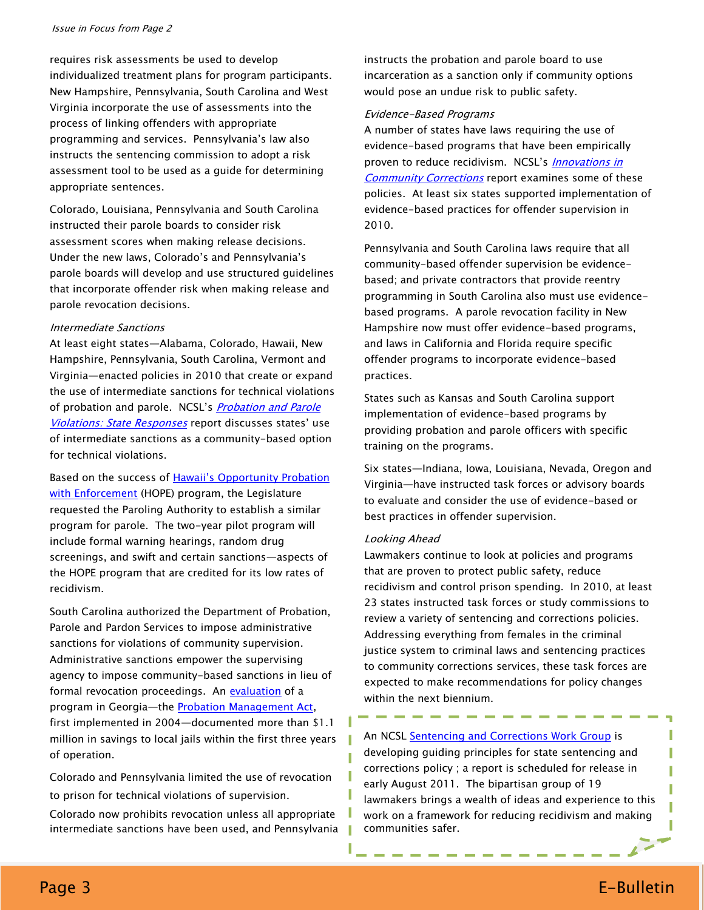*Issue in Focus from Page 2*

requires risk assessments be used to develop individualized treatment plans for program participants. New Hampshire, Pennsylvania, South Carolina and West Virginia incorporate the use of assessments into the process of linking offenders with appropriate programming and services. Pennsylvania's law also instructs the sentencing commission to adopt a risk assessment tool to be used as a guide for determining appropriate sentences.

Colorado, Louisiana, Pennsylvania and South Carolina instructed their parole boards to consider risk assessment scores when making release decisions. Under the new laws, Colorado's and Pennsylvania's parole boards will develop and use structured guidelines that incorporate offender risk when making release and parole revocation decisions.

*Intermediate Sanctions*

At least eight states—Alabama, Colorado, Hawaii, New Hampshire, Pennsylvania, South Carolina, Vermont and Virginia—enacted policies in 2010 that create or expand the use of intermediate sanctions for technical violations of probation and parole. NCSL's *Probation and Parole Violations: State Responses* report discusses states' use of intermediate sanctions as a community-based option for technical violations.

Based on the success of Hawaii's Opportunity Probation with Enforcement (HOPE) program, the Legislature requested the Paroling Authority to establish a similar program for parole. The two-year pilot program will include formal warning hearings, random drug screenings, and swift and certain sanctions—aspects of the HOPE program that are credited for its low rates of recidivism.

South Carolina authorized the Department of Probation, Parole and Pardon Services to impose administrative sanctions for violations of community supervision. Administrative sanctions empower the supervising agency to impose community-based sanctions in lieu of formal revocation proceedings. An evaluation of a program in Georgia—the Probation Management Act, first implemented in 2004—documented more than $1.1 million in savings to local jails within the first three years of operation.

Colorado and Pennsylvania limited the use of revocation to prison for technical violations of supervision. Colorado now prohibits revocation unless all appropriate intermediate sanctions have been used, and Pennsylvania instructs the probation and parole board to use incarceration as a sanction only if community options would pose an undue risk to public safety.

*Evidence-Based Programs*

A number of states have laws requiring the use of evidence-based programs that have been empirically proven to reduce recidivism. NCSL's *Innovations in Community Corrections* report examines some of these policies. At least six states supported implementation of evidence-based practices for offender supervision in 2010.

Pennsylvania and South Carolina laws require that all community-based offender supervision be evidence-based; and private contractors that provide reentry programming in South Carolina also must use evidence-based programs. A parole revocation facility in New Hampshire now must offer evidence-based programs, and laws in California and Florida require specific offender programs to incorporate evidence-based practices.

States such as Kansas and South Carolina support implementation of evidence-based programs by providing probation and parole officers with specific training on the programs.

Six states—Indiana, Iowa, Louisiana, Nevada, Oregon and Virginia—have instructed task forces or advisory boards to evaluate and consider the use of evidence-based or best practices in offender supervision.

*Looking Ahead*

Lawmakers continue to look at policies and programs that are proven to protect public safety, reduce recidivism and control prison spending. In 2010, at least 23 states instructed task forces or study commissions to review a variety of sentencing and corrections policies. Addressing everything from females in the criminal justice system to criminal laws and sentencing practices to community corrections services, these task forces are expected to make recommendations for policy changes within the next biennium.

An NCSL Sentencing and Corrections Work Group is developing guiding principles for state sentencing and corrections policy ; a report is scheduled for release in early August 2011. The bipartisan group of 19 lawmakers brings a wealth of ideas and experience to this work on a framework for reducing recidivism and making communities safer.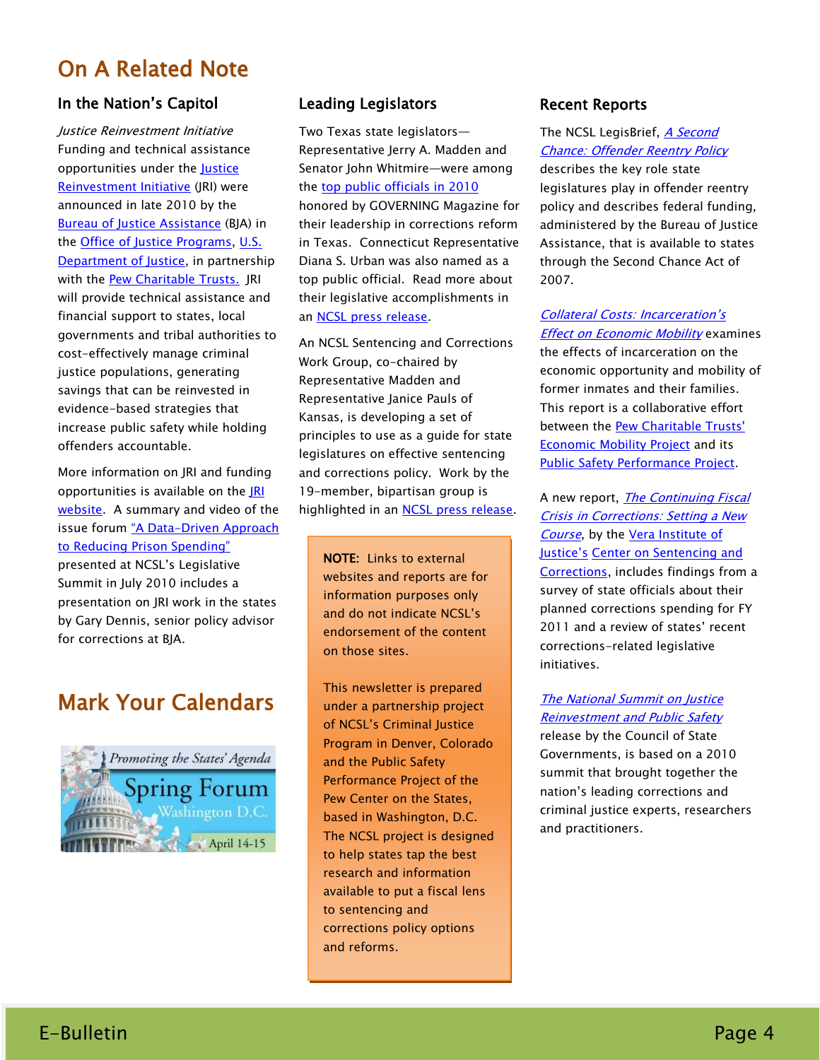# On A Related Note

### In the Nation's Capitol

*Justice Reinvestment Initiative* Funding and technical assistance opportunities under the Justice Reinvestment Initiative (JRI) were announced in late 2010 by the Bureau of Justice Assistance (BJA) in the Office of Justice Programs, U.S. Department of Justice, in partnership with the Pew Charitable Trusts. JRI will provide technical assistance and financial support to states, local governments and tribal authorities to cost-effectively manage criminal justice populations, generating savings that can be reinvested in evidence-based strategies that increase public safety while holding offenders accountable.

More information on JRI and funding opportunities is available on the JRI website. A summary and video of the issue forum "A Data-Driven Approach to Reducing Prison Spending" presented at NCSL's Legislative Summit in July 2010 includes a presentation on JRI work in the states by Gary Dennis, senior policy advisor for corrections at BJA.

# Mark Your Calendars

Promoting the States' Agenda
Spring Forum
Washington D.C.
April 14-15

### Leading Legislators

Two Texas state legislators—Representative Jerry A. Madden and Senator John Whitmire—were among the top public officials in 2010 honored by GOVERNING Magazine for their leadership in corrections reform in Texas. Connecticut Representative Diana S. Urban was also named as a top public official. Read more about their legislative accomplishments in an NCSL press release.

An NCSL Sentencing and Corrections Work Group, co-chaired by Representative Madden and Representative Janice Pauls of Kansas, is developing a set of principles to use as a guide for state legislatures on effective sentencing and corrections policy. Work by the 19-member, bipartisan group is highlighted in an NCSL press release.

**NOTE:** Links to external websites and reports are for information purposes only and do not indicate NCSL's endorsement of the content on those sites.

This newsletter is prepared under a partnership project of NCSL's Criminal Justice Program in Denver, Colorado and the Public Safety Performance Project of the Pew Center on the States, based in Washington, D.C. The NCSL project is designed to help states tap the best research and information available to put a fiscal lens to sentencing and corrections policy options and reforms.

### Recent Reports

The NCSL LegisBrief, *A Second Chance: Offender Reentry Policy* describes the key role state legislatures play in offender reentry policy and describes federal funding, administered by the Bureau of Justice Assistance, that is available to states through the Second Chance Act of 2007.

*Collateral Costs: Incarceration's Effect on Economic Mobility* examines the effects of incarceration on the economic opportunity and mobility of former inmates and their families. This report is a collaborative effort between the Pew Charitable Trusts' Economic Mobility Project and its Public Safety Performance Project.

A new report, *The Continuing Fiscal Crisis in Corrections: Setting a New Course*, by the Vera Institute of Justice's Center on Sentencing and Corrections, includes findings from a survey of state officials about their planned corrections spending for FY 2011 and a review of states' recent corrections-related legislative initiatives.

*The National Summit on Justice Reinvestment and Public Safety* release by the Council of State Governments, is based on a 2010 summit that brought together the nation's leading corrections and criminal justice experts, researchers and practitioners.